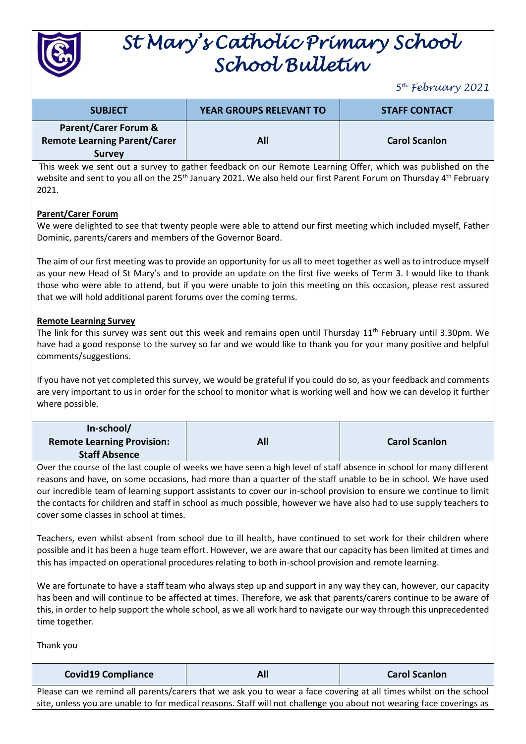# St Mary's Catholic Primary School
# School Bulletin

*5th February 2021*

| SUBJECT | YEAR GROUPS RELEVANT TO | STAFF CONTACT |
|---|---|---|
| **Parent/Carer Forum & Remote Learning Parent/Carer Survey** | **All** | **Carol Scanlon** |

This week we sent out a survey to gather feedback on our Remote Learning Offer, which was published on the website and sent to you all on the 25th January 2021. We also held our first Parent Forum on Thursday 4th February 2021.

**Parent/Carer Forum**

We were delighted to see that twenty people were able to attend our first meeting which included myself, Father Dominic, parents/carers and members of the Governor Board.

The aim of our first meeting was to provide an opportunity for us all to meet together as well as to introduce myself as your new Head of St Mary's and to provide an update on the first five weeks of Term 3. I would like to thank those who were able to attend, but if you were unable to join this meeting on this occasion, please rest assured that we will hold additional parent forums over the coming terms.

**Remote Learning Survey**

The link for this survey was sent out this week and remains open until Thursday 11th February until 3.30pm. We have had a good response to the survey so far and we would like to thank you for your many positive and helpful comments/suggestions.

If you have not yet completed this survey, we would be grateful if you could do so, as your feedback and comments are very important to us in order for the school to monitor what is working well and how we can develop it further where possible.

| SUBJECT | YEAR GROUPS RELEVANT TO | STAFF CONTACT |
|---|---|---|
| **In-school/ Remote Learning Provision: Staff Absence** | **All** | **Carol Scanlon** |

Over the course of the last couple of weeks we have seen a high level of staff absence in school for many different reasons and have, on some occasions, had more than a quarter of the staff unable to be in school. We have used our incredible team of learning support assistants to cover our in-school provision to ensure we continue to limit the contacts for children and staff in school as much possible, however we have also had to use supply teachers to cover some classes in school at times.

Teachers, even whilst absent from school due to ill health, have continued to set work for their children where possible and it has been a huge team effort. However, we are aware that our capacity has been limited at times and this has impacted on operational procedures relating to both in-school provision and remote learning.

We are fortunate to have a staff team who always step up and support in any way they can, however, our capacity has been and will continue to be affected at times. Therefore, we ask that parents/carers continue to be aware of this, in order to help support the whole school, as we all work hard to navigate our way through this unprecedented time together.

Thank you

| SUBJECT | YEAR GROUPS RELEVANT TO | STAFF CONTACT |
|---|---|---|
| **Covid19 Compliance** | **All** | **Carol Scanlon** |

Please can we remind all parents/carers that we ask you to wear a face covering at all times whilst on the school site, unless you are unable to for medical reasons. Staff will not challenge you about not wearing face coverings as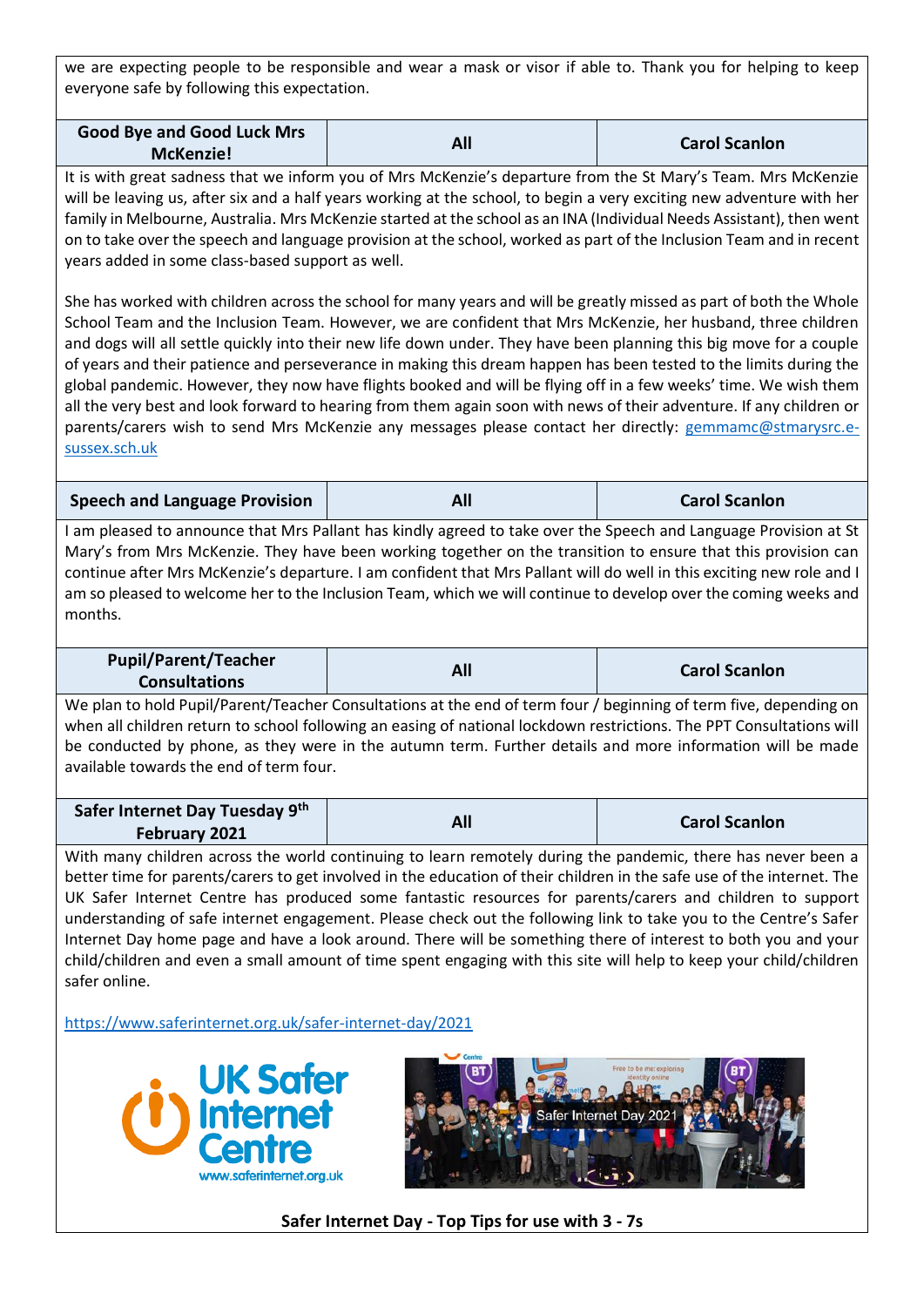we are expecting people to be responsible and wear a mask or visor if able to. Thank you for helping to keep everyone safe by following this expectation.

| Good Bye and Good Luck Mrs McKenzie! | All | Carol Scanlon |
|---|---|---|

It is with great sadness that we inform you of Mrs McKenzie's departure from the St Mary's Team. Mrs McKenzie will be leaving us, after six and a half years working at the school, to begin a very exciting new adventure with her family in Melbourne, Australia. Mrs McKenzie started at the school as an INA (Individual Needs Assistant), then went on to take over the speech and language provision at the school, worked as part of the Inclusion Team and in recent years added in some class-based support as well.

She has worked with children across the school for many years and will be greatly missed as part of both the Whole School Team and the Inclusion Team. However, we are confident that Mrs McKenzie, her husband, three children and dogs will all settle quickly into their new life down under. They have been planning this big move for a couple of years and their patience and perseverance in making this dream happen has been tested to the limits during the global pandemic. However, they now have flights booked and will be flying off in a few weeks' time. We wish them all the very best and look forward to hearing from them again soon with news of their adventure. If any children or parents/carers wish to send Mrs McKenzie any messages please contact her directly: gemmamc@stmarysrc.e-sussex.sch.uk

| Speech and Language Provision | All | Carol Scanlon |
|---|---|---|

I am pleased to announce that Mrs Pallant has kindly agreed to take over the Speech and Language Provision at St Mary's from Mrs McKenzie. They have been working together on the transition to ensure that this provision can continue after Mrs McKenzie's departure. I am confident that Mrs Pallant will do well in this exciting new role and I am so pleased to welcome her to the Inclusion Team, which we will continue to develop over the coming weeks and months.

| Pupil/Parent/Teacher Consultations | All | Carol Scanlon |
|---|---|---|

We plan to hold Pupil/Parent/Teacher Consultations at the end of term four / beginning of term five, depending on when all children return to school following an easing of national lockdown restrictions. The PPT Consultations will be conducted by phone, as they were in the autumn term. Further details and more information will be made available towards the end of term four.

| Safer Internet Day Tuesday 9th February 2021 | All | Carol Scanlon |
|---|---|---|

With many children across the world continuing to learn remotely during the pandemic, there has never been a better time for parents/carers to get involved in the education of their children in the safe use of the internet. The UK Safer Internet Centre has produced some fantastic resources for parents/carers and children to support understanding of safe internet engagement. Please check out the following link to take you to the Centre's Safer Internet Day home page and have a look around. There will be something there of interest to both you and your child/children and even a small amount of time spent engaging with this site will help to keep your child/children safer online.

https://www.saferinternet.org.uk/safer-internet-day/2021

**Safer Internet Day - Top Tips for use with 3 - 7s**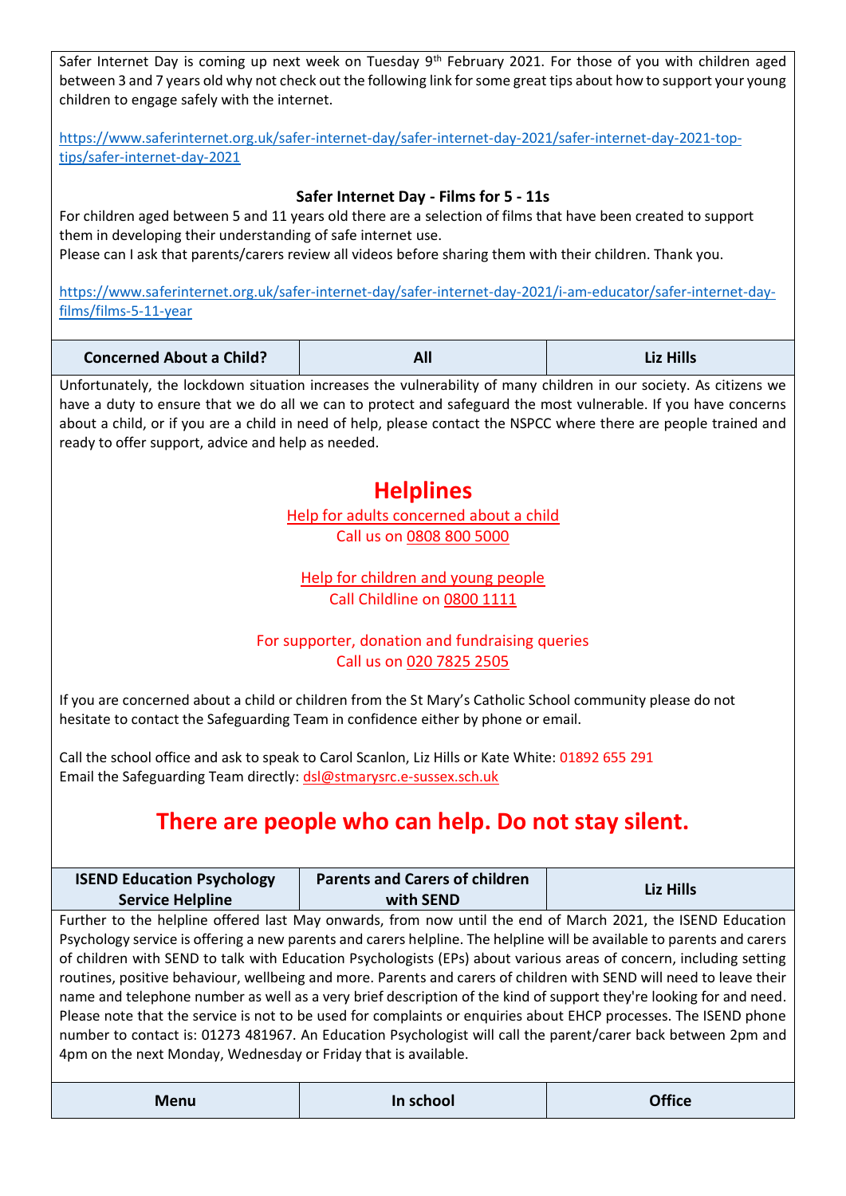Safer Internet Day is coming up next week on Tuesday 9th February 2021. For those of you with children aged between 3 and 7 years old why not check out the following link for some great tips about how to support your young children to engage safely with the internet.

https://www.saferinternet.org.uk/safer-internet-day/safer-internet-day-2021/safer-internet-day-2021-top-tips/safer-internet-day-2021

**Safer Internet Day - Films for 5 - 11s**

For children aged between 5 and 11 years old there are a selection of films that have been created to support them in developing their understanding of safe internet use.
Please can I ask that parents/carers review all videos before sharing them with their children. Thank you.

https://www.saferinternet.org.uk/safer-internet-day/safer-internet-day-2021/i-am-educator/safer-internet-day-films/films-5-11-year

| Concerned About a Child? | All | Liz Hills |
|---|---|---|

Unfortunately, the lockdown situation increases the vulnerability of many children in our society. As citizens we have a duty to ensure that we do all we can to protect and safeguard the most vulnerable. If you have concerns about a child, or if you are a child in need of help, please contact the NSPCC where there are people trained and ready to offer support, advice and help as needed.

## Helplines

Help for adults concerned about a child
Call us on 0808 800 5000

Help for children and young people
Call Childline on 0800 1111

For supporter, donation and fundraising queries
Call us on 020 7825 2505

If you are concerned about a child or children from the St Mary's Catholic School community please do not hesitate to contact the Safeguarding Team in confidence either by phone or email.

Call the school office and ask to speak to Carol Scanlon, Liz Hills or Kate White: 01892 655 291
Email the Safeguarding Team directly: dsl@stmarysrc.e-sussex.sch.uk

## There are people who can help. Do not stay silent.

| ISEND Education Psychology Service Helpline | Parents and Carers of children with SEND | Liz Hills |
|---|---|---|

Further to the helpline offered last May onwards, from now until the end of March 2021, the ISEND Education Psychology service is offering a new parents and carers helpline. The helpline will be available to parents and carers of children with SEND to talk with Education Psychologists (EPs) about various areas of concern, including setting routines, positive behaviour, wellbeing and more. Parents and carers of children with SEND will need to leave their name and telephone number as well as a very brief description of the kind of support they're looking for and need. Please note that the service is not to be used for complaints or enquiries about EHCP processes. The ISEND phone number to contact is: 01273 481967. An Education Psychologist will call the parent/carer back between 2pm and 4pm on the next Monday, Wednesday or Friday that is available.

| Menu | In school | Office |
|---|---|---|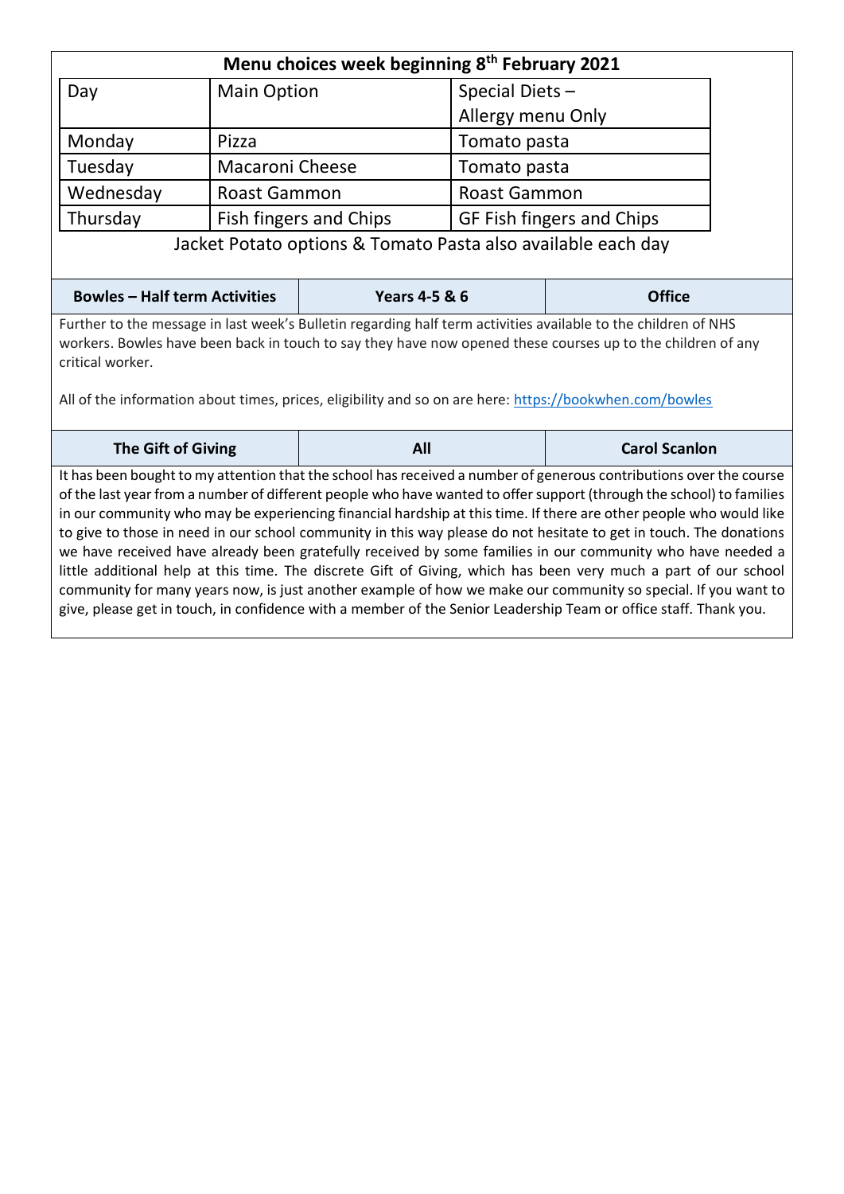## Menu choices week beginning 8th February 2021

| Day | Main Option | Special Diets – Allergy menu Only |
|---|---|---|
| Monday | Pizza | Tomato pasta |
| Tuesday | Macaroni Cheese | Tomato pasta |
| Wednesday | Roast Gammon | Roast Gammon |
| Thursday | Fish fingers and Chips | GF Fish fingers and Chips |

Jacket Potato options & Tomato Pasta also available each day

| **Bowles – Half term Activities** | **Years 4-5 & 6** | **Office** |
|---|---|---|

Further to the message in last week's Bulletin regarding half term activities available to the children of NHS workers. Bowles have been back in touch to say they have now opened these courses up to the children of any critical worker.

All of the information about times, prices, eligibility and so on are here: https://bookwhen.com/bowles

| **The Gift of Giving** | **All** | **Carol Scanlon** |
|---|---|---|

It has been bought to my attention that the school has received a number of generous contributions over the course of the last year from a number of different people who have wanted to offer support (through the school) to families in our community who may be experiencing financial hardship at this time. If there are other people who would like to give to those in need in our school community in this way please do not hesitate to get in touch. The donations we have received have already been gratefully received by some families in our community who have needed a little additional help at this time. The discrete Gift of Giving, which has been very much a part of our school community for many years now, is just another example of how we make our community so special. If you want to give, please get in touch, in confidence with a member of the Senior Leadership Team or office staff. Thank you.